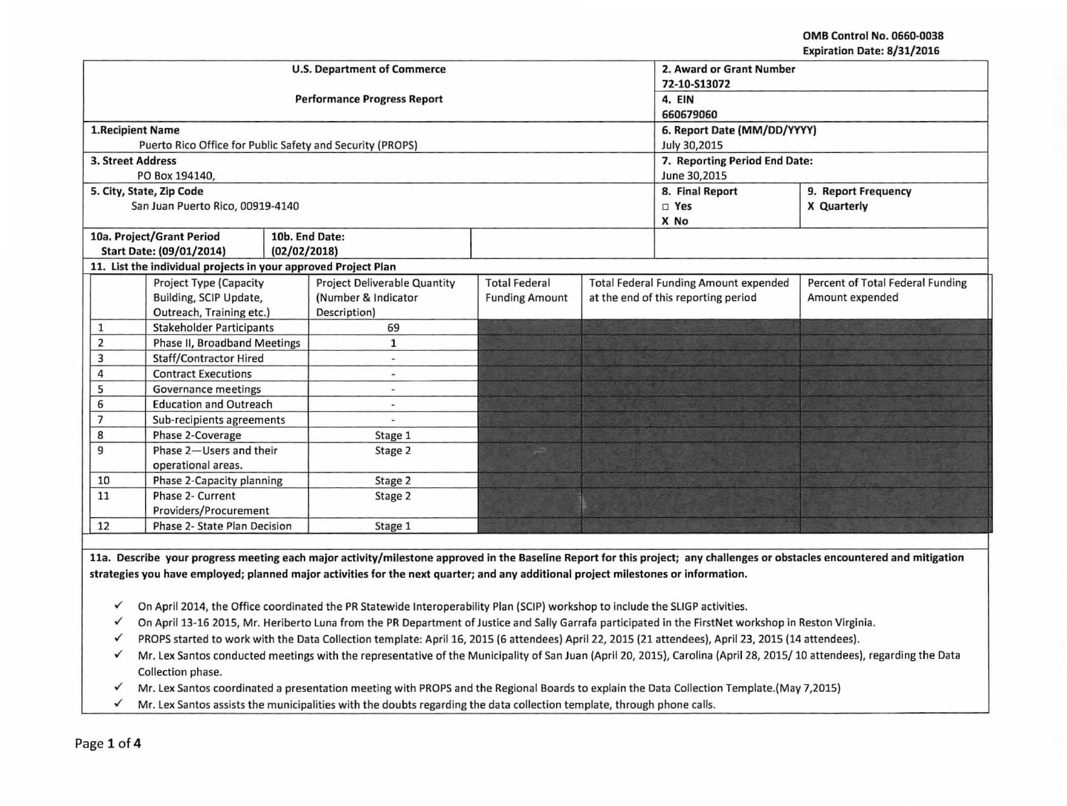OMB Control No. 0660-0038
Expiration Date: 8/31/2016

| U.S. Department of Commerce<br><br>Performance Progress Report | 2. Award or Grant Number<br>72-10-S13072 | |
|---|---|---|
| | 4. EIN<br>660679060 | |
| 1.Recipient Name<br>Puerto Rico Office for Public Safety and Security (PROPS) | 6. Report Date (MM/DD/YYYY)<br>July 30,2015 | |
| 3. Street Address<br>PO Box 194140, | 7. Reporting Period End Date:<br>June 30,2015 | |
| 5. City, State, Zip Code<br>San Juan Puerto Rico, 00919-4140 | 8. Final Report<br>□ Yes<br>X No | 9. Report Frequency<br>X Quarterly |
| 10a. Project/Grant Period Start Date: (09/01/2014) | 10b. End Date: (02/02/2018) | |

**11. List the individual projects in your approved Project Plan**

| | Project Type (Capacity Building, SCIP Update, Outreach, Training etc.) | Project Deliverable Quantity (Number & Indicator Description) | Total Federal Funding Amount | Total Federal Funding Amount expended at the end of this reporting period | Percent of Total Federal Funding Amount expended |
|---|---|---|---|---|---|
| 1 | Stakeholder Participants | 69 | | | |
| 2 | Phase II, Broadband Meetings | 1 | | | |
| 3 | Staff/Contractor Hired | - | | | |
| 4 | Contract Executions | - | | | |
| 5 | Governance meetings | - | | | |
| 6 | Education and Outreach | - | | | |
| 7 | Sub-recipients agreements | - | | | |
| 8 | Phase 2-Coverage | Stage 1 | | | |
| 9 | Phase 2—Users and their operational areas. | Stage 2 | | | |
| 10 | Phase 2-Capacity planning | Stage 2 | | | |
| 11 | Phase 2- Current Providers/Procurement | Stage 2 | | | |
| 12 | Phase 2- State Plan Decision | Stage 1 | | | |

**11a. Describe your progress meeting each major activity/milestone approved in the Baseline Report for this project; any challenges or obstacles encountered and mitigation strategies you have employed; planned major activities for the next quarter; and any additional project milestones or information.**

- ✓ On April 2014, the Office coordinated the PR Statewide Interoperability Plan (SCIP) workshop to include the SLIGP activities.
- ✓ On April 13-16 2015, Mr. Heriberto Luna from the PR Department of Justice and Sally Garrafa participated in the FirstNet workshop in Reston Virginia.
- ✓ PROPS started to work with the Data Collection template: April 16, 2015 (6 attendees) April 22, 2015 (21 attendees), April 23, 2015 (14 attendees).
- ✓ Mr. Lex Santos conducted meetings with the representative of the Municipality of San Juan (April 20, 2015), Carolina (April 28, 2015/ 10 attendees), regarding the Data Collection phase.
- ✓ Mr. Lex Santos coordinated a presentation meeting with PROPS and the Regional Boards to explain the Data Collection Template.(May 7,2015)
- ✓ Mr. Lex Santos assists the municipalities with the doubts regarding the data collection template, through phone calls.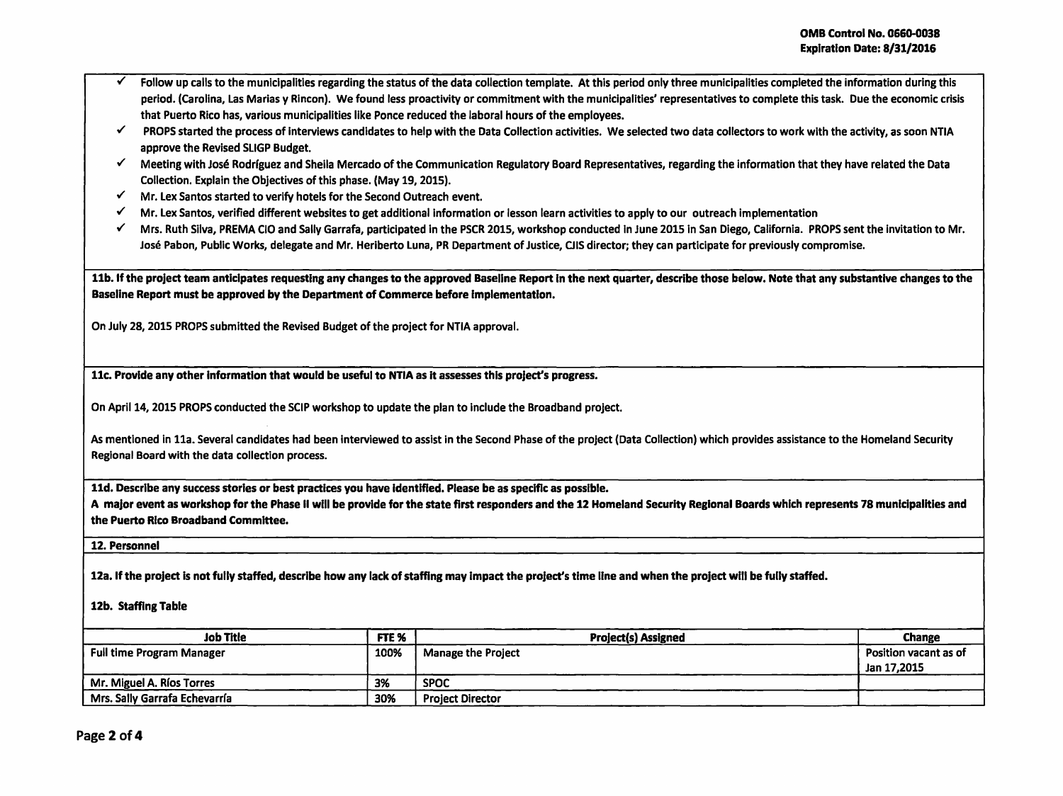- ✓ Follow up calls to the municipalities regarding the status of the data collection template. At this period only three municipalities completed the information during this period. (Carolina, Las Marias y Rincon). We found less proactivity or commitment with the municipalities' representatives to complete this task. Due the economic crisis that Puerto Rico has, various municipalities like Ponce reduced the laboral hours of the employees.
- ✓ PROPS started the process of interviews candidates to help with the Data Collection activities. We selected two data collectors to work with the activity, as soon NTIA approve the Revised SLIGP Budget.
- ✓ Meeting with José Rodríguez and Sheila Mercado of the Communication Regulatory Board Representatives, regarding the information that they have related the Data Collection. Explain the Objectives of this phase. (May 19, 2015).
- ✓ Mr. Lex Santos started to verify hotels for the Second Outreach event.
- ✓ Mr. Lex Santos, verified different websites to get additional information or lesson learn activities to apply to our outreach implementation
- ✓ Mrs. Ruth Silva, PREMA CIO and Sally Garrafa, participated in the PSCR 2015, workshop conducted in June 2015 in San Diego, California. PROPS sent the invitation to Mr. José Pabon, Public Works, delegate and Mr. Heriberto Luna, PR Department of Justice, CJIS director; they can participate for previously compromise.

**11b. If the project team anticipates requesting any changes to the approved Baseline Report in the next quarter, describe those below. Note that any substantive changes to the Baseline Report must be approved by the Department of Commerce before implementation.**

On July 28, 2015 PROPS submitted the Revised Budget of the project for NTIA approval.

**11c. Provide any other information that would be useful to NTIA as it assesses this project's progress.**

On April 14, 2015 PROPS conducted the SCIP workshop to update the plan to include the Broadband project.

As mentioned in 11a. Several candidates had been interviewed to assist in the Second Phase of the project (Data Collection) which provides assistance to the Homeland Security Regional Board with the data collection process.

**11d. Describe any success stories or best practices you have identified. Please be as specific as possible.**

**A major event as workshop for the Phase II will be provide for the state first responders and the 12 Homeland Security Regional Boards which represents 78 municipalities and the Puerto Rico Broadband Committee.**

**12. Personnel**

**12a. If the project is not fully staffed, describe how any lack of staffing may impact the project's time line and when the project will be fully staffed.**

**12b. Staffing Table**

| Job Title | FTE % | Project(s) Assigned | Change |
|---|---|---|---|
| Full time Program Manager | 100% | Manage the Project | Position vacant as of Jan 17,2015 |
| Mr. Miguel A. Ríos Torres | 3% | SPOC | |
| Mrs. Sally Garrafa Echevarría | 30% | Project Director | |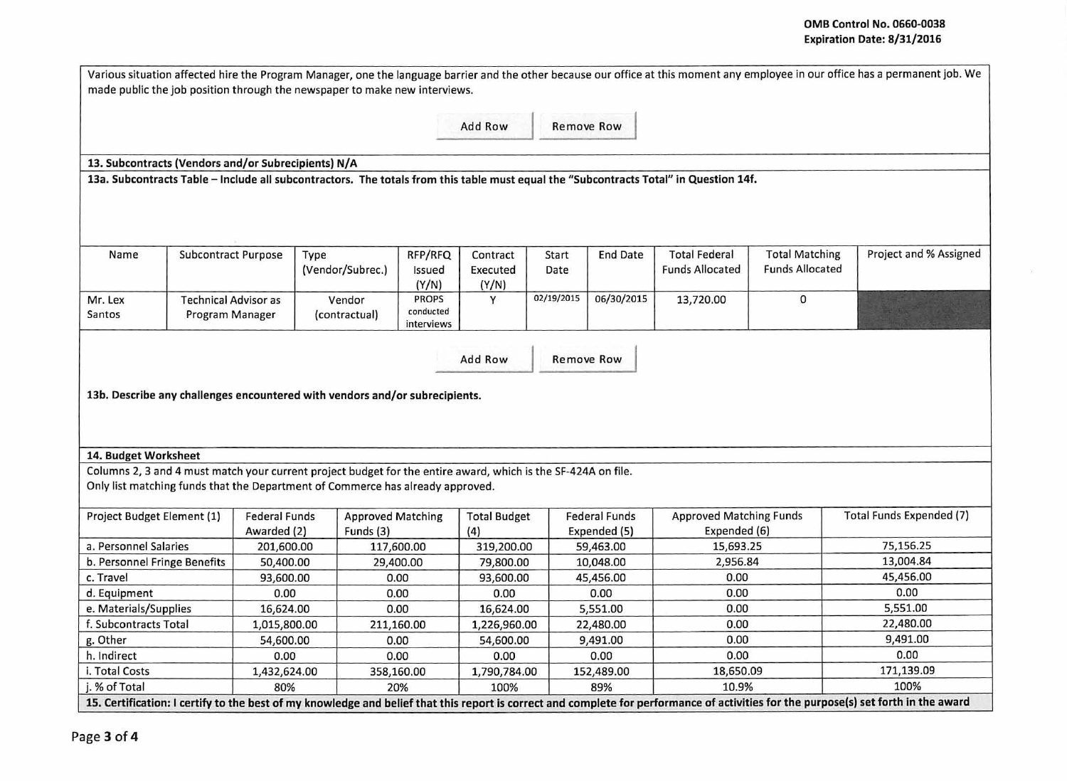Various situation affected hire the Program Manager, one the language barrier and the other because our office at this moment any employee in our office has a permanent job. We made public the job position through the newspaper to make new interviews.

Add Row | Remove Row

**13. Subcontracts (Vendors and/or Subrecipients) N/A**

**13a. Subcontracts Table – Include all subcontractors. The totals from this table must equal the "Subcontracts Total" in Question 14f.**

| Name | Subcontract Purpose | Type (Vendor/Subrec.) | RFP/RFQ Issued (Y/N) | Contract Executed (Y/N) | Start Date | End Date | Total Federal Funds Allocated | Total Matching Funds Allocated | Project and % Assigned |
|---|---|---|---|---|---|---|---|---|---|
| Mr. Lex Santos | Technical Advisor as Program Manager | Vendor (contractual) | PROPS conducted interviews | Y | 02/19/2015 | 06/30/2015 | 13,720.00 | 0 | |

Add Row | Remove Row

**13b. Describe any challenges encountered with vendors and/or subrecipients.**

**14. Budget Worksheet**

Columns 2, 3 and 4 must match your current project budget for the entire award, which is the SF-424A on file.
Only list matching funds that the Department of Commerce has already approved.

| Project Budget Element (1) | Federal Funds Awarded (2) | Approved Matching Funds (3) | Total Budget (4) | Federal Funds Expended (5) | Approved Matching Funds Expended (6) | Total Funds Expended (7) |
|---|---|---|---|---|---|---|
| a. Personnel Salaries | 201,600.00 | 117,600.00 | 319,200.00 | 59,463.00 | 15,693.25 | 75,156.25 |
| b. Personnel Fringe Benefits | 50,400.00 | 29,400.00 | 79,800.00 | 10,048.00 | 2,956.84 | 13,004.84 |
| c. Travel | 93,600.00 | 0.00 | 93,600.00 | 45,456.00 | 0.00 | 45,456.00 |
| d. Equipment | 0.00 | 0.00 | 0.00 | 0.00 | 0.00 | 0.00 |
| e. Materials/Supplies | 16,624.00 | 0.00 | 16,624.00 | 5,551.00 | 0.00 | 5,551.00 |
| f. Subcontracts Total | 1,015,800.00 | 211,160.00 | 1,226,960.00 | 22,480.00 | 0.00 | 22,480.00 |
| g. Other | 54,600.00 | 0.00 | 54,600.00 | 9,491.00 | 0.00 | 9,491.00 |
| h. Indirect | 0.00 | 0.00 | 0.00 | 0.00 | 0.00 | 0.00 |
| i. Total Costs | 1,432,624.00 | 358,160.00 | 1,790,784.00 | 152,489.00 | 18,650.09 | 171,139.09 |
| j. % of Total | 80% | 20% | 100% | 89% | 10.9% | 100% |

**15. Certification: I certify to the best of my knowledge and belief that this report is correct and complete for performance of activities for the purpose(s) set forth in the award**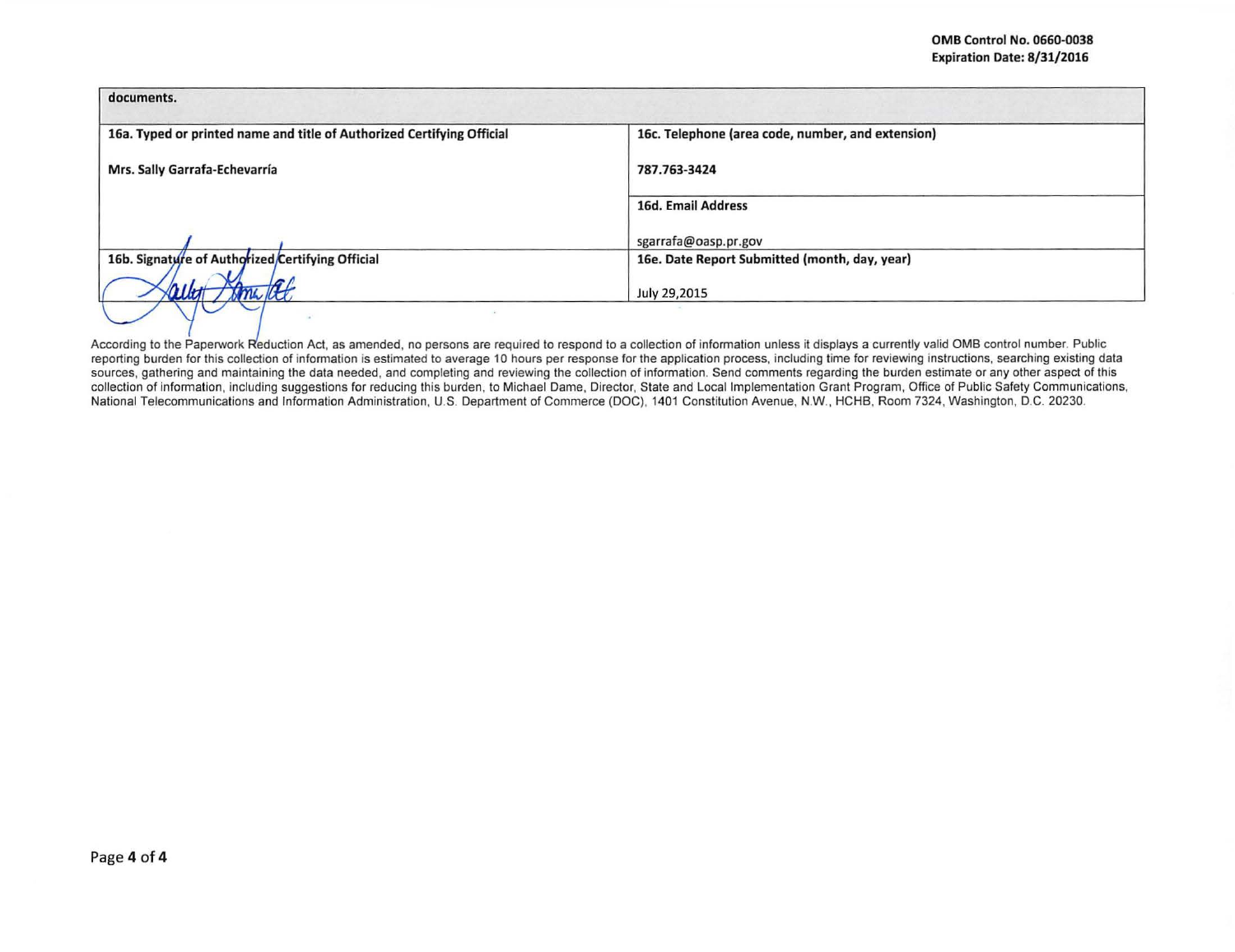OMB Control No. 0660-0038
Expiration Date: 8/31/2016

| documents. | |
|---|---|
| **16a. Typed or printed name and title of Authorized Certifying Official**<br><br>**Mrs. Sally Garrafa-Echevarría** | **16c. Telephone (area code, number, and extension)**<br><br>**787.763-3424** |
| | **16d. Email Address**<br><br>sgarrafa@oasp.pr.gov |
| **16b. Signature of Authorized Certifying Official** | **16e. Date Report Submitted (month, day, year)**<br><br>July 29,2015 |

According to the Paperwork Reduction Act, as amended, no persons are required to respond to a collection of information unless it displays a currently valid OMB control number. Public reporting burden for this collection of information is estimated to average 10 hours per response for the application process, including time for reviewing instructions, searching existing data sources, gathering and maintaining the data needed, and completing and reviewing the collection of information. Send comments regarding the burden estimate or any other aspect of this collection of information, including suggestions for reducing this burden, to Michael Dame, Director, State and Local Implementation Grant Program, Office of Public Safety Communications, National Telecommunications and Information Administration, U.S. Department of Commerce (DOC), 1401 Constitution Avenue, N.W., HCHB, Room 7324, Washington, D.C. 20230.